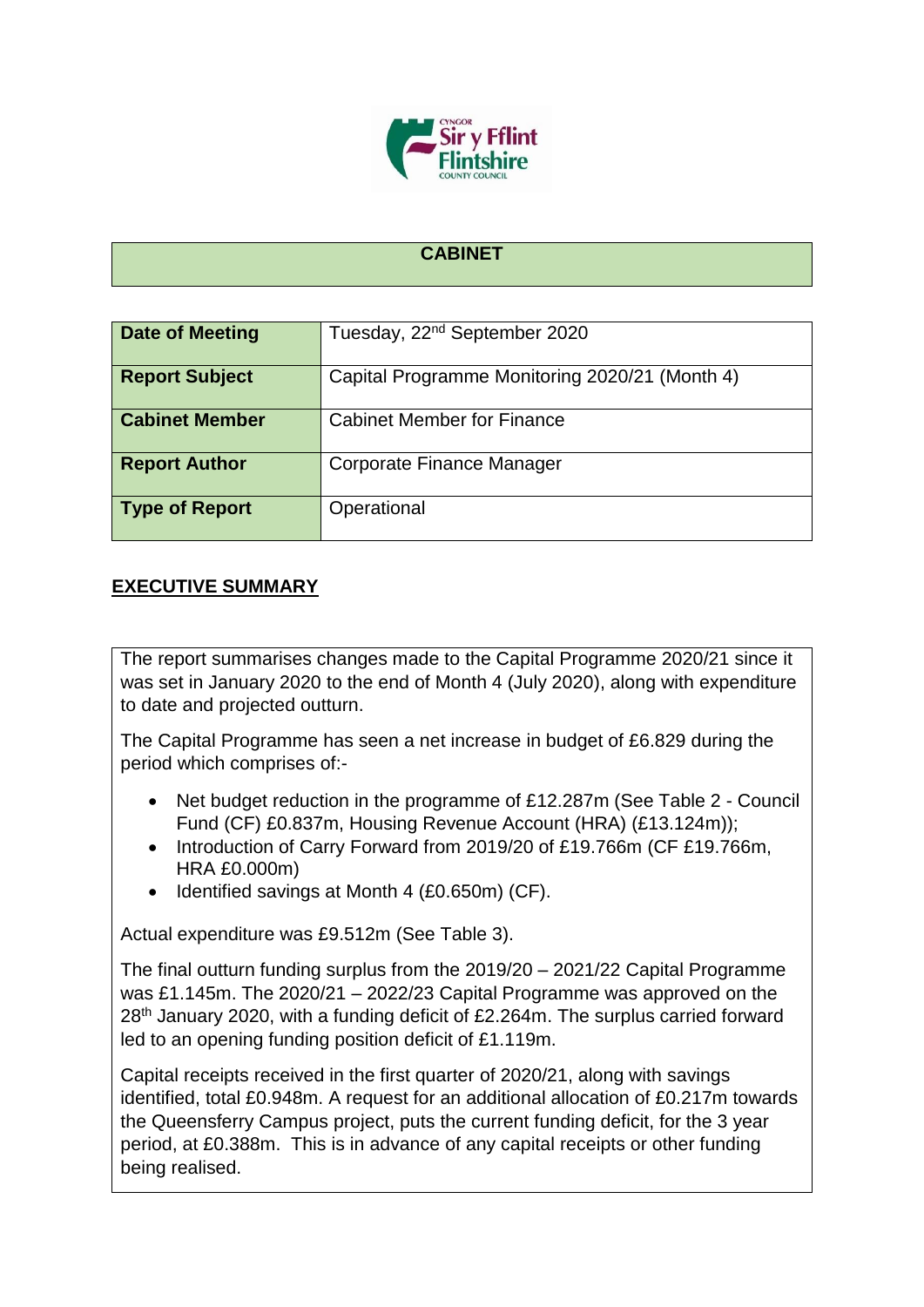## CABINET

| Date of Meeting | Tuesday, 22nd September 2020 |
| --- | --- |
| **Report Subject** | Capital Programme Monitoring 2020/21 (Month 4) |
| **Cabinet Member** | Cabinet Member for Finance |
| **Report Author** | Corporate Finance Manager |
| **Type of Report** | Operational |

## EXECUTIVE SUMMARY

The report summarises changes made to the Capital Programme 2020/21 since it was set in January 2020 to the end of Month 4 (July 2020), along with expenditure to date and projected outturn.

The Capital Programme has seen a net increase in budget of £6.829 during the period which comprises of:-

- Net budget reduction in the programme of £12.287m (See Table 2 - Council Fund (CF) £0.837m, Housing Revenue Account (HRA) (£13.124m));
- Introduction of Carry Forward from 2019/20 of £19.766m (CF £19.766m, HRA £0.000m)
- Identified savings at Month 4 (£0.650m) (CF).

Actual expenditure was £9.512m (See Table 3).

The final outturn funding surplus from the 2019/20 – 2021/22 Capital Programme was £1.145m. The 2020/21 – 2022/23 Capital Programme was approved on the 28th January 2020, with a funding deficit of £2.264m. The surplus carried forward led to an opening funding position deficit of £1.119m.

Capital receipts received in the first quarter of 2020/21, along with savings identified, total £0.948m. A request for an additional allocation of £0.217m towards the Queensferry Campus project, puts the current funding deficit, for the 3 year period, at £0.388m. This is in advance of any capital receipts or other funding being realised.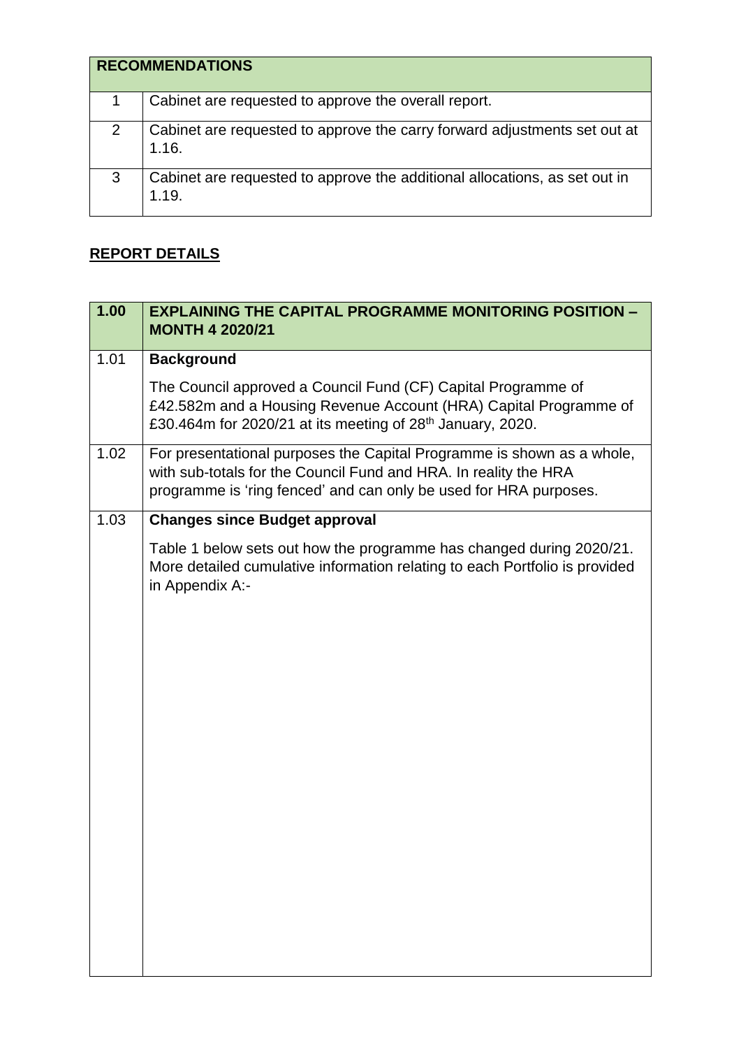| RECOMMENDATIONS | |
|---|---|
| 1 | Cabinet are requested to approve the overall report. |
| 2 | Cabinet are requested to approve the carry forward adjustments set out at 1.16. |
| 3 | Cabinet are requested to approve the additional allocations, as set out in 1.19. |

## REPORT DETAILS

| 1.00 | EXPLAINING THE CAPITAL PROGRAMME MONITORING POSITION – MONTH 4 2020/21 |
|---|---|
| 1.01 | **Background**<br><br>The Council approved a Council Fund (CF) Capital Programme of £42.582m and a Housing Revenue Account (HRA) Capital Programme of £30.464m for 2020/21 at its meeting of 28th January, 2020. |
| 1.02 | For presentational purposes the Capital Programme is shown as a whole, with sub-totals for the Council Fund and HRA. In reality the HRA programme is 'ring fenced' and can only be used for HRA purposes. |
| 1.03 | **Changes since Budget approval**<br><br>Table 1 below sets out how the programme has changed during 2020/21. More detailed cumulative information relating to each Portfolio is provided in Appendix A:- |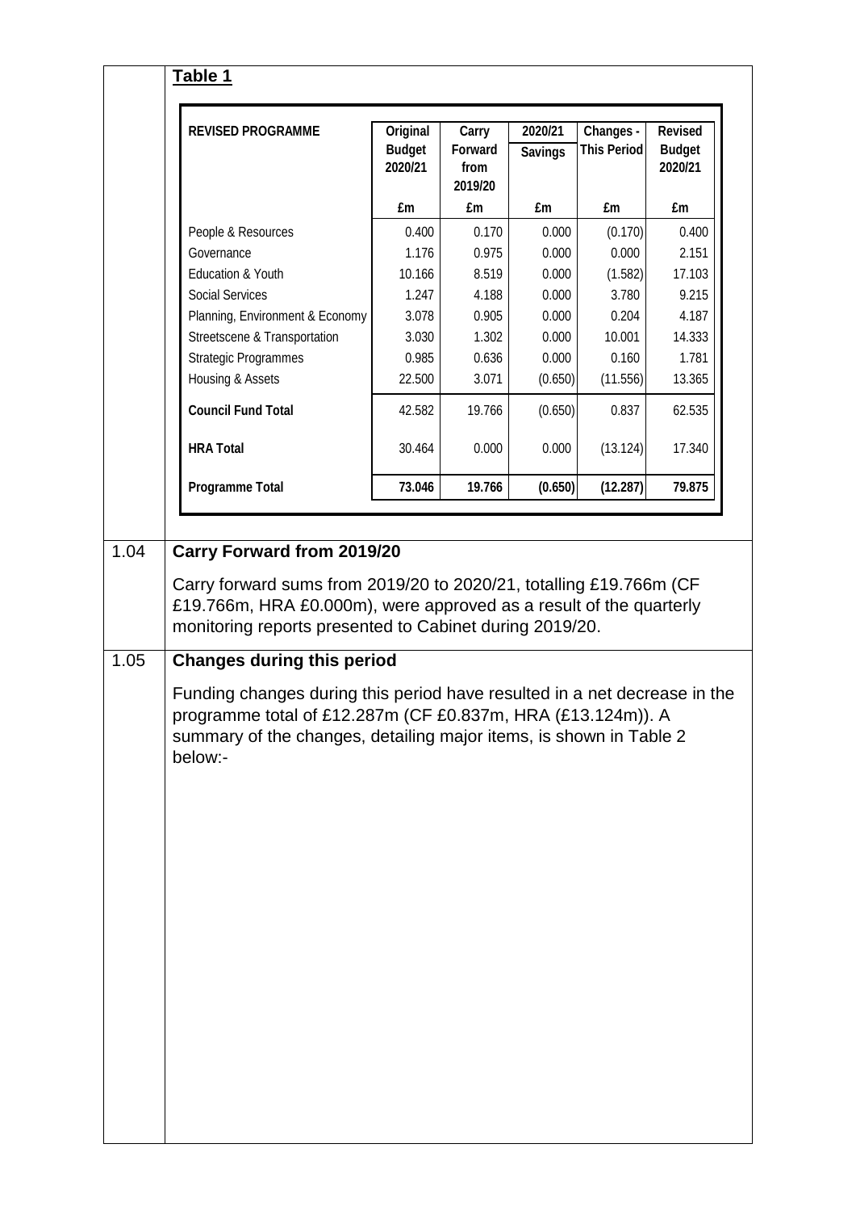**Table 1**

| REVISED PROGRAMME | Original Budget 2020/21 | Carry Forward from 2019/20 | 2020/21 Savings | Changes - This Period | Revised Budget 2020/21 |
|---|---|---|---|---|---|
| | £m | £m | £m | £m | £m |
| People & Resources | 0.400 | 0.170 | 0.000 | (0.170) | 0.400 |
| Governance | 1.176 | 0.975 | 0.000 | 0.000 | 2.151 |
| Education & Youth | 10.166 | 8.519 | 0.000 | (1.582) | 17.103 |
| Social Services | 1.247 | 4.188 | 0.000 | 3.780 | 9.215 |
| Planning, Environment & Economy | 3.078 | 0.905 | 0.000 | 0.204 | 4.187 |
| Streetscene & Transportation | 3.030 | 1.302 | 0.000 | 10.001 | 14.333 |
| Strategic Programmes | 0.985 | 0.636 | 0.000 | 0.160 | 1.781 |
| Housing & Assets | 22.500 | 3.071 | (0.650) | (11.556) | 13.365 |
| **Council Fund Total** | 42.582 | 19.766 | (0.650) | 0.837 | 62.535 |
| **HRA Total** | 30.464 | 0.000 | 0.000 | (13.124) | 17.340 |
| **Programme Total** | **73.046** | **19.766** | **(0.650)** | **(12.287)** | **79.875** |

1.04 **Carry Forward from 2019/20**

Carry forward sums from 2019/20 to 2020/21, totalling £19.766m (CF £19.766m, HRA £0.000m), were approved as a result of the quarterly monitoring reports presented to Cabinet during 2019/20.

1.05 **Changes during this period**

Funding changes during this period have resulted in a net decrease in the programme total of £12.287m (CF £0.837m, HRA (£13.124m)). A summary of the changes, detailing major items, is shown in Table 2 below:-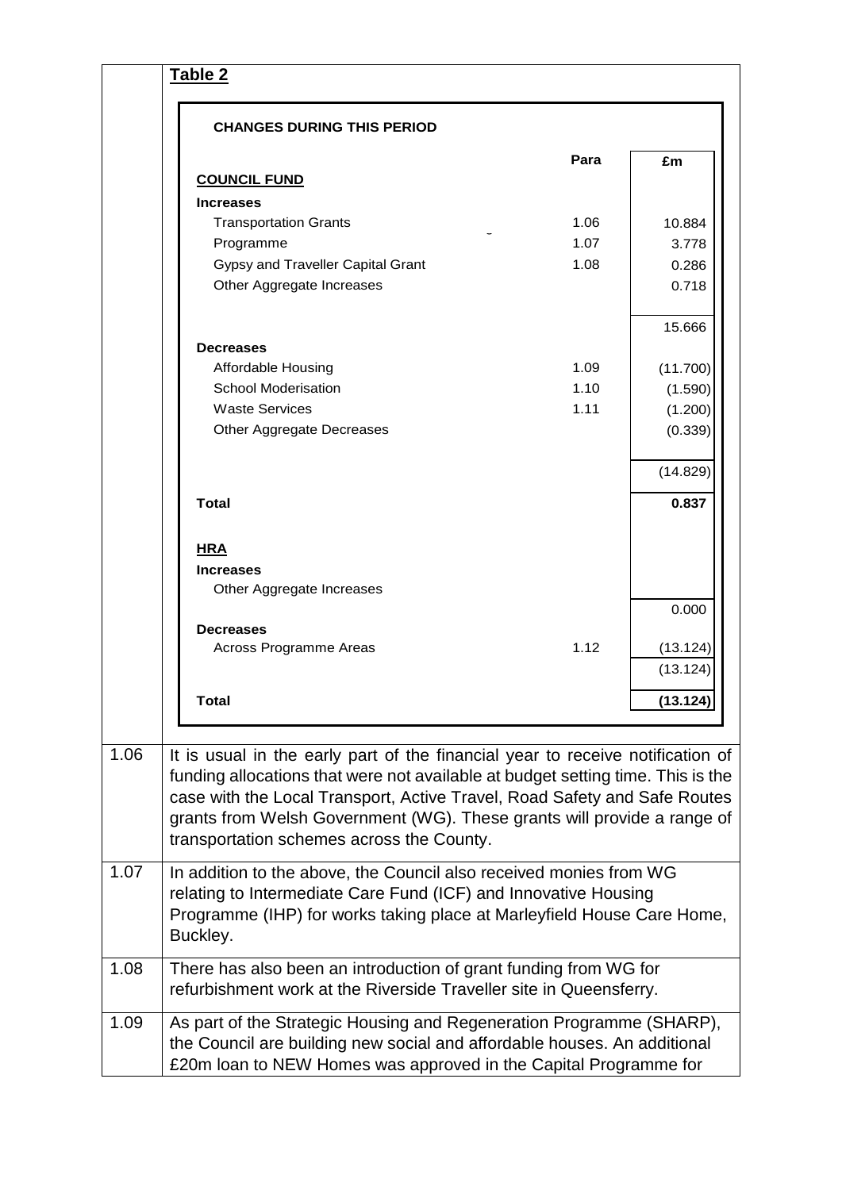**Table 2**

**CHANGES DURING THIS PERIOD**

| | Para | £m |
|---|---|---|
| **COUNCIL FUND** | | |
| **Increases** | | |
| Transportation Grants | 1.06 | 10.884 |
| Programme | 1.07 | 3.778 |
| Gypsy and Traveller Capital Grant | 1.08 | 0.286 |
| Other Aggregate Increases | | 0.718 |
| | | 15.666 |
| **Decreases** | | |
| Affordable Housing | 1.09 | (11.700) |
| School Moderisation | 1.10 | (1.590) |
| Waste Services | 1.11 | (1.200) |
| Other Aggregate Decreases | | (0.339) |
| | | (14.829) |
| **Total** | | **0.837** |
| **HRA** | | |
| **Increases** | | |
| Other Aggregate Increases | | |
| | | 0.000 |
| **Decreases** | | |
| Across Programme Areas | 1.12 | (13.124) |
| | | (13.124) |
| **Total** | | **(13.124)** |

| | |
|---|---|
| 1.06 | It is usual in the early part of the financial year to receive notification of funding allocations that were not available at budget setting time. This is the case with the Local Transport, Active Travel, Road Safety and Safe Routes grants from Welsh Government (WG). These grants will provide a range of transportation schemes across the County. |
| 1.07 | In addition to the above, the Council also received monies from WG relating to Intermediate Care Fund (ICF) and Innovative Housing Programme (IHP) for works taking place at Marleyfield House Care Home, Buckley. |
| 1.08 | There has also been an introduction of grant funding from WG for refurbishment work at the Riverside Traveller site in Queensferry. |
| 1.09 | As part of the Strategic Housing and Regeneration Programme (SHARP), the Council are building new social and affordable houses. An additional £20m loan to NEW Homes was approved in the Capital Programme for |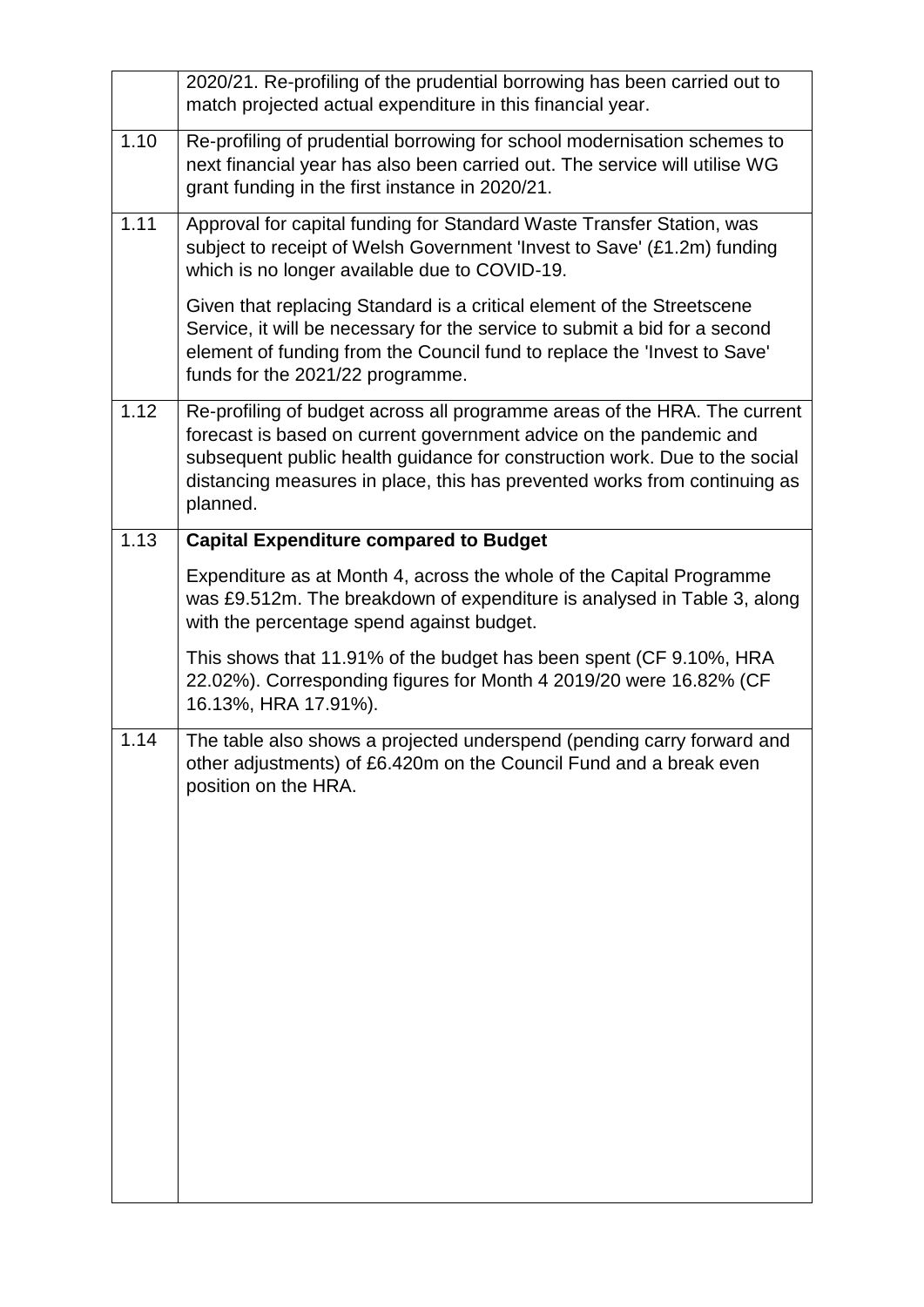|  |  |
|---|---|
|  | 2020/21. Re-profiling of the prudential borrowing has been carried out to match projected actual expenditure in this financial year. |
| 1.10 | Re-profiling of prudential borrowing for school modernisation schemes to next financial year has also been carried out. The service will utilise WG grant funding in the first instance in 2020/21. |
| 1.11 | Approval for capital funding for Standard Waste Transfer Station, was subject to receipt of Welsh Government 'Invest to Save' (£1.2m) funding which is no longer available due to COVID-19.<br><br>Given that replacing Standard is a critical element of the Streetscene Service, it will be necessary for the service to submit a bid for a second element of funding from the Council fund to replace the 'Invest to Save' funds for the 2021/22 programme. |
| 1.12 | Re-profiling of budget across all programme areas of the HRA. The current forecast is based on current government advice on the pandemic and subsequent public health guidance for construction work. Due to the social distancing measures in place, this has prevented works from continuing as planned. |
| 1.13 | **Capital Expenditure compared to Budget**<br><br>Expenditure as at Month 4, across the whole of the Capital Programme was £9.512m. The breakdown of expenditure is analysed in Table 3, along with the percentage spend against budget.<br><br>This shows that 11.91% of the budget has been spent (CF 9.10%, HRA 22.02%). Corresponding figures for Month 4 2019/20 were 16.82% (CF 16.13%, HRA 17.91%). |
| 1.14 | The table also shows a projected underspend (pending carry forward and other adjustments) of £6.420m on the Council Fund and a break even position on the HRA. |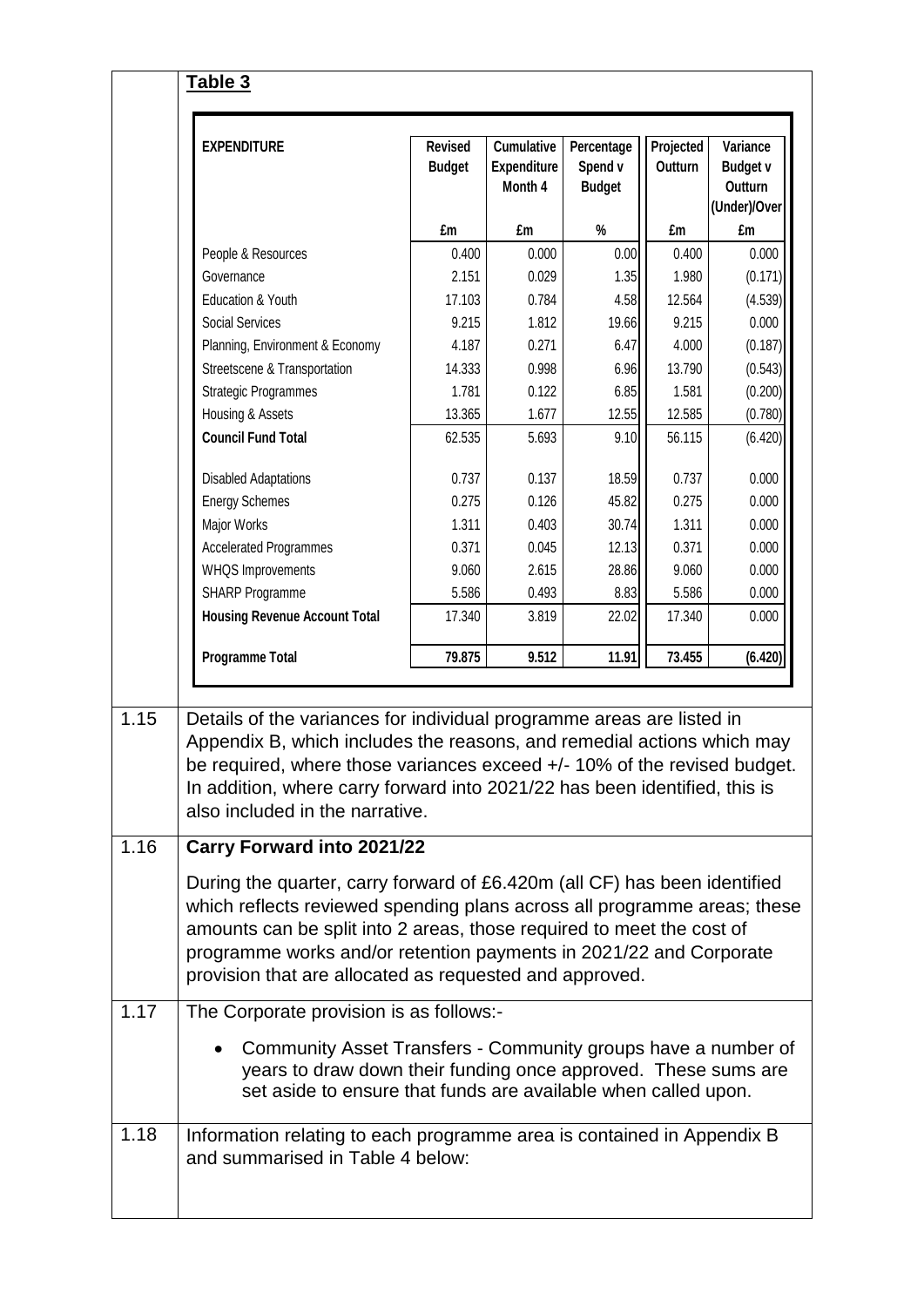**Table 3**

| EXPENDITURE | Revised Budget | Cumulative Expenditure Month 4 | Percentage Spend v Budget | Projected Outturn | Variance Budget v Outturn (Under)/Over |
|---|---|---|---|---|---|
| | £m | £m | % | £m | £m |
| People & Resources | 0.400 | 0.000 | 0.00 | 0.400 | 0.000 |
| Governance | 2.151 | 0.029 | 1.35 | 1.980 | (0.171) |
| Education & Youth | 17.103 | 0.784 | 4.58 | 12.564 | (4.539) |
| Social Services | 9.215 | 1.812 | 19.66 | 9.215 | 0.000 |
| Planning, Environment & Economy | 4.187 | 0.271 | 6.47 | 4.000 | (0.187) |
| Streetscene & Transportation | 14.333 | 0.998 | 6.96 | 13.790 | (0.543) |
| Strategic Programmes | 1.781 | 0.122 | 6.85 | 1.581 | (0.200) |
| Housing & Assets | 13.365 | 1.677 | 12.55 | 12.585 | (0.780) |
| **Council Fund Total** | 62.535 | 5.693 | 9.10 | 56.115 | (6.420) |
| Disabled Adaptations | 0.737 | 0.137 | 18.59 | 0.737 | 0.000 |
| Energy Schemes | 0.275 | 0.126 | 45.82 | 0.275 | 0.000 |
| Major Works | 1.311 | 0.403 | 30.74 | 1.311 | 0.000 |
| Accelerated Programmes | 0.371 | 0.045 | 12.13 | 0.371 | 0.000 |
| WHQS Improvements | 9.060 | 2.615 | 28.86 | 9.060 | 0.000 |
| SHARP Programme | 5.586 | 0.493 | 8.83 | 5.586 | 0.000 |
| **Housing Revenue Account Total** | 17.340 | 3.819 | 22.02 | 17.340 | 0.000 |
| **Programme Total** | **79.875** | **9.512** | **11.91** | **73.455** | **(6.420)** |

1.15 Details of the variances for individual programme areas are listed in Appendix B, which includes the reasons, and remedial actions which may be required, where those variances exceed +/- 10% of the revised budget. In addition, where carry forward into 2021/22 has been identified, this is also included in the narrative.

1.16 **Carry Forward into 2021/22**

During the quarter, carry forward of £6.420m (all CF) has been identified which reflects reviewed spending plans across all programme areas; these amounts can be split into 2 areas, those required to meet the cost of programme works and/or retention payments in 2021/22 and Corporate provision that are allocated as requested and approved.

1.17 The Corporate provision is as follows:-

- Community Asset Transfers - Community groups have a number of years to draw down their funding once approved. These sums are set aside to ensure that funds are available when called upon.

1.18 Information relating to each programme area is contained in Appendix B and summarised in Table 4 below: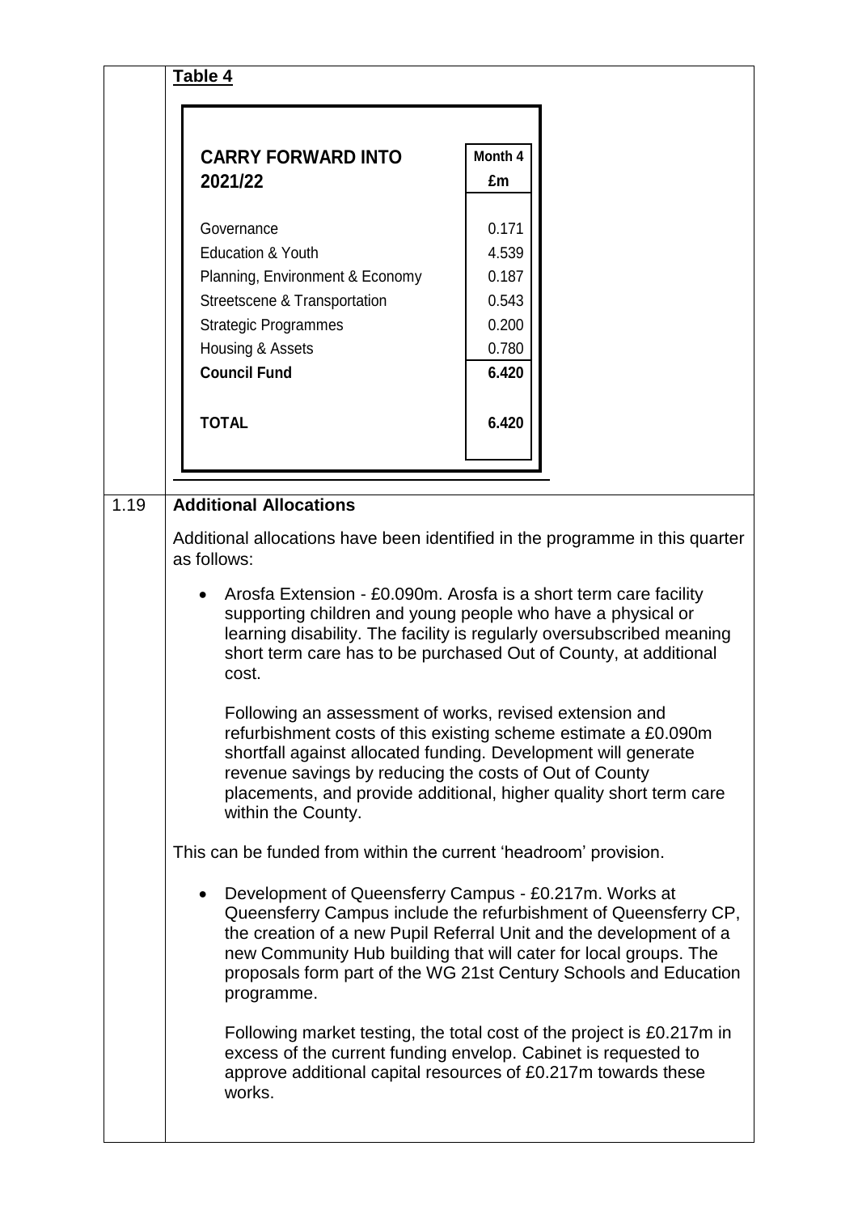**Table 4**

| CARRY FORWARD INTO 2021/22 | Month 4 £m |
|---|---|
| Governance | 0.171 |
| Education & Youth | 4.539 |
| Planning, Environment & Economy | 0.187 |
| Streetscene & Transportation | 0.543 |
| Strategic Programmes | 0.200 |
| Housing & Assets | 0.780 |
| **Council Fund** | **6.420** |
| **TOTAL** | **6.420** |

1.19 **Additional Allocations**

Additional allocations have been identified in the programme in this quarter as follows:

- Arosfa Extension - £0.090m. Arosfa is a short term care facility supporting children and young people who have a physical or learning disability. The facility is regularly oversubscribed meaning short term care has to be purchased Out of County, at additional cost.

  Following an assessment of works, revised extension and refurbishment costs of this existing scheme estimate a £0.090m shortfall against allocated funding. Development will generate revenue savings by reducing the costs of Out of County placements, and provide additional, higher quality short term care within the County.

This can be funded from within the current 'headroom' provision.

- Development of Queensferry Campus - £0.217m. Works at Queensferry Campus include the refurbishment of Queensferry CP, the creation of a new Pupil Referral Unit and the development of a new Community Hub building that will cater for local groups. The proposals form part of the WG 21st Century Schools and Education programme.

  Following market testing, the total cost of the project is £0.217m in excess of the current funding envelop. Cabinet is requested to approve additional capital resources of £0.217m towards these works.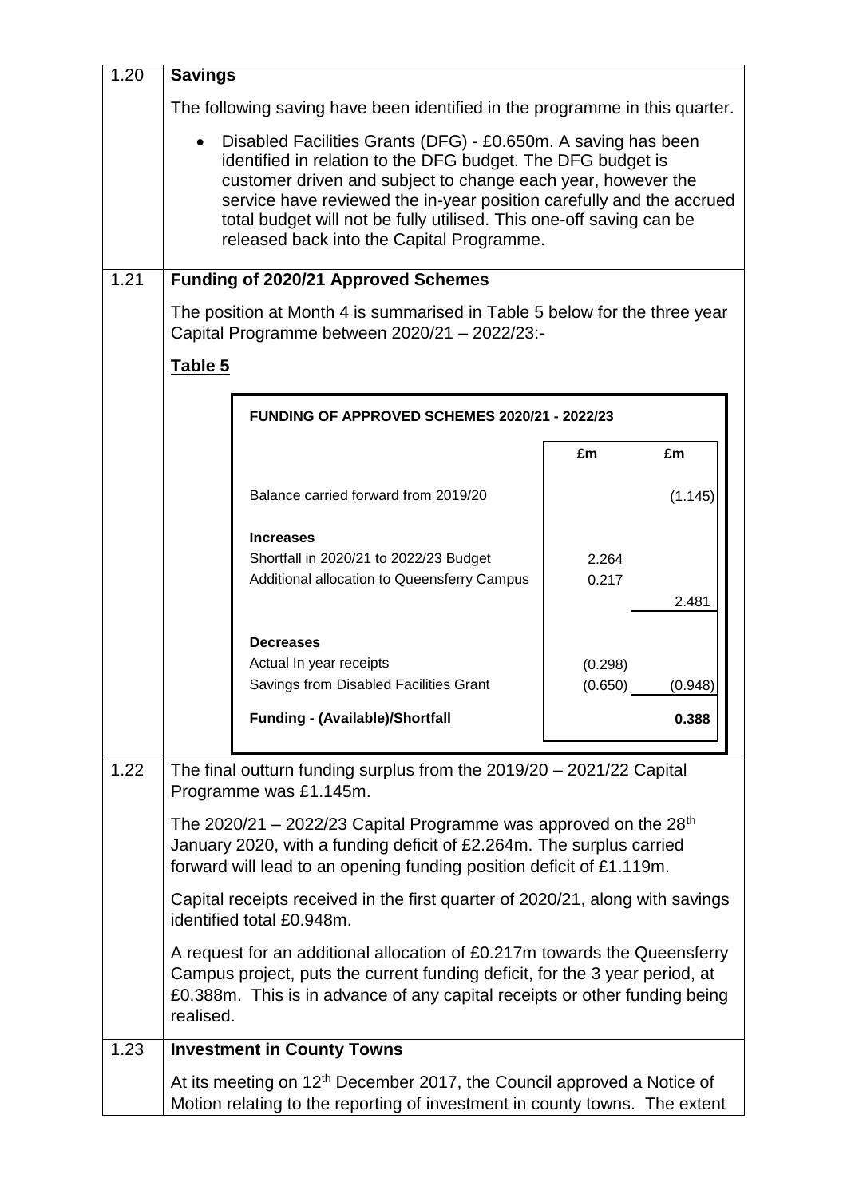**1.20 Savings**

The following saving have been identified in the programme in this quarter.

- Disabled Facilities Grants (DFG) - £0.650m. A saving has been identified in relation to the DFG budget. The DFG budget is customer driven and subject to change each year, however the service have reviewed the in-year position carefully and the accrued total budget will not be fully utilised. This one-off saving can be released back into the Capital Programme.

**1.21 Funding of 2020/21 Approved Schemes**

The position at Month 4 is summarised in Table 5 below for the three year Capital Programme between 2020/21 – 2022/23:-

**Table 5**

| FUNDING OF APPROVED SCHEMES 2020/21 - 2022/23 | | |
|---|---|---|
| | £m | £m |
| Balance carried forward from 2019/20 | | (1.145) |
| **Increases** | | |
| Shortfall in 2020/21 to 2022/23 Budget | 2.264 | |
| Additional allocation to Queensferry Campus | 0.217 | |
| | | 2.481 |
| **Decreases** | | |
| Actual In year receipts | (0.298) | |
| Savings from Disabled Facilities Grant | (0.650) | (0.948) |
| **Funding - (Available)/Shortfall** | | **0.388** |

1.22 The final outturn funding surplus from the 2019/20 – 2021/22 Capital Programme was £1.145m.

The 2020/21 – 2022/23 Capital Programme was approved on the 28th January 2020, with a funding deficit of £2.264m. The surplus carried forward will lead to an opening funding position deficit of £1.119m.

Capital receipts received in the first quarter of 2020/21, along with savings identified total £0.948m.

A request for an additional allocation of £0.217m towards the Queensferry Campus project, puts the current funding deficit, for the 3 year period, at £0.388m. This is in advance of any capital receipts or other funding being realised.

**1.23 Investment in County Towns**

At its meeting on 12th December 2017, the Council approved a Notice of Motion relating to the reporting of investment in county towns. The extent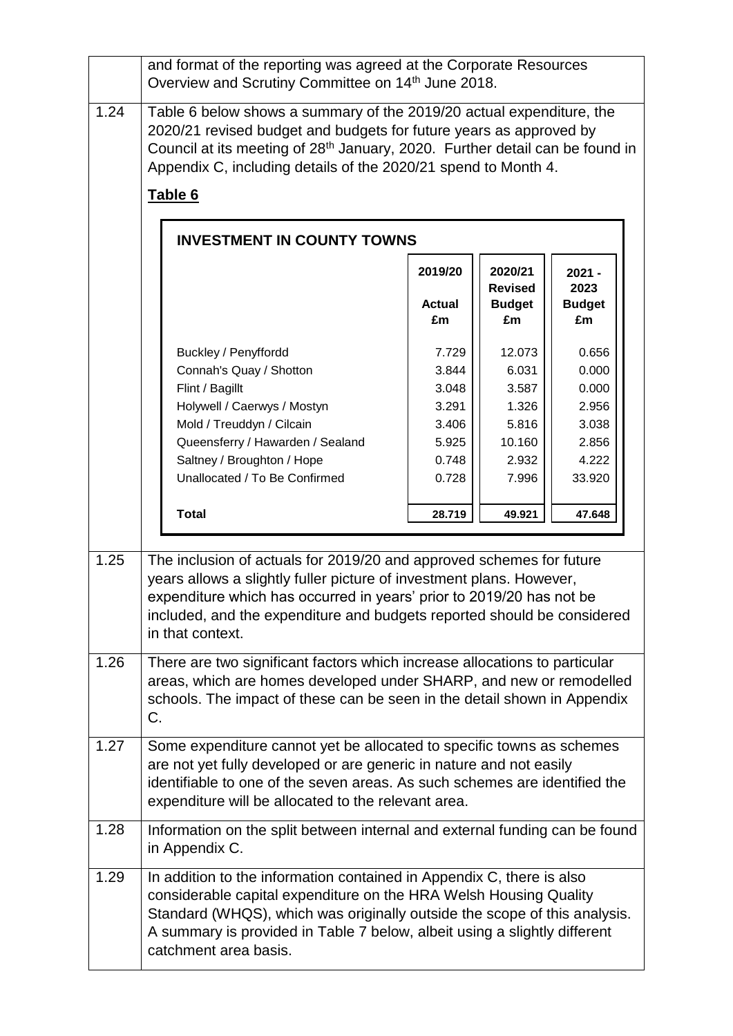and format of the reporting was agreed at the Corporate Resources Overview and Scrutiny Committee on 14th June 2018.

1.24 Table 6 below shows a summary of the 2019/20 actual expenditure, the 2020/21 revised budget and budgets for future years as approved by Council at its meeting of 28th January, 2020. Further detail can be found in Appendix C, including details of the 2020/21 spend to Month 4.

**Table 6**

**INVESTMENT IN COUNTY TOWNS**

| | 2019/20 Actual £m | 2020/21 Revised Budget £m | 2021 - 2023 Budget £m |
|---|---|---|---|
| Buckley / Penyffordd | 7.729 | 12.073 | 0.656 |
| Connah's Quay / Shotton | 3.844 | 6.031 | 0.000 |
| Flint / Bagillt | 3.048 | 3.587 | 0.000 |
| Holywell / Caerwys / Mostyn | 3.291 | 1.326 | 2.956 |
| Mold / Treuddyn / Cilcain | 3.406 | 5.816 | 3.038 |
| Queensferry / Hawarden / Sealand | 5.925 | 10.160 | 2.856 |
| Saltney / Broughton / Hope | 0.748 | 2.932 | 4.222 |
| Unallocated / To Be Confirmed | 0.728 | 7.996 | 33.920 |
| **Total** | **28.719** | **49.921** | **47.648** |

1.25 The inclusion of actuals for 2019/20 and approved schemes for future years allows a slightly fuller picture of investment plans. However, expenditure which has occurred in years' prior to 2019/20 has not be included, and the expenditure and budgets reported should be considered in that context.

1.26 There are two significant factors which increase allocations to particular areas, which are homes developed under SHARP, and new or remodelled schools. The impact of these can be seen in the detail shown in Appendix C.

1.27 Some expenditure cannot yet be allocated to specific towns as schemes are not yet fully developed or are generic in nature and not easily identifiable to one of the seven areas. As such schemes are identified the expenditure will be allocated to the relevant area.

1.28 Information on the split between internal and external funding can be found in Appendix C.

1.29 In addition to the information contained in Appendix C, there is also considerable capital expenditure on the HRA Welsh Housing Quality Standard (WHQS), which was originally outside the scope of this analysis. A summary is provided in Table 7 below, albeit using a slightly different catchment area basis.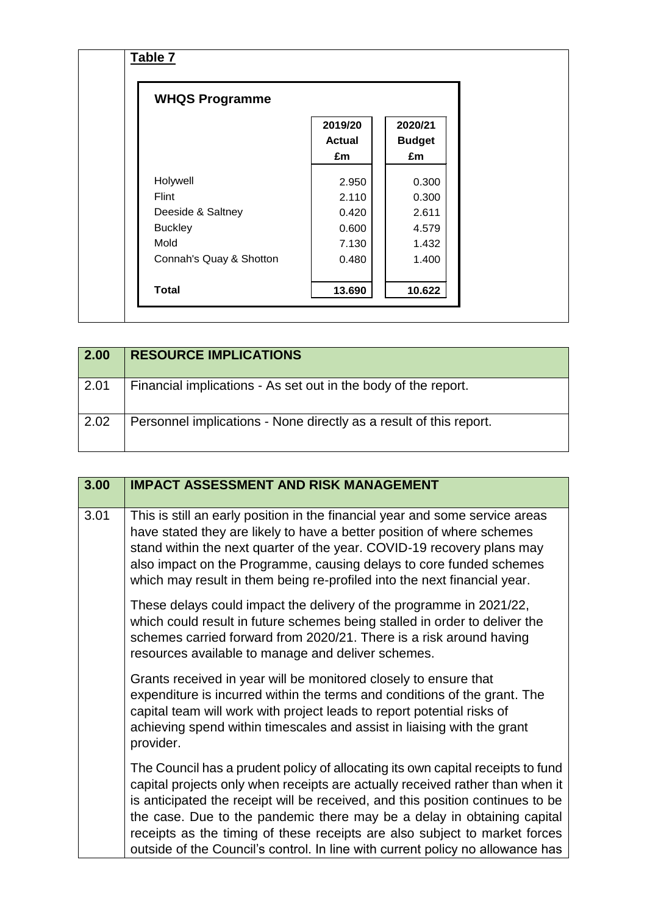**Table 7**

**WHQS Programme**

| | 2019/20 Actual £m | 2020/21 Budget £m |
|---|---|---|
| Holywell | 2.950 | 0.300 |
| Flint | 2.110 | 0.300 |
| Deeside & Saltney | 0.420 | 2.611 |
| Buckley | 0.600 | 4.579 |
| Mold | 7.130 | 1.432 |
| Connah's Quay & Shotton | 0.480 | 1.400 |
| **Total** | **13.690** | **10.622** |

| 2.00 | RESOURCE IMPLICATIONS |
|---|---|
| 2.01 | Financial implications - As set out in the body of the report. |
| 2.02 | Personnel implications - None directly as a result of this report. |

| 3.00 | IMPACT ASSESSMENT AND RISK MANAGEMENT |
|---|---|
| 3.01 | This is still an early position in the financial year and some service areas have stated they are likely to have a better position of where schemes stand within the next quarter of the year. COVID-19 recovery plans may also impact on the Programme, causing delays to core funded schemes which may result in them being re-profiled into the next financial year. <br><br> These delays could impact the delivery of the programme in 2021/22, which could result in future schemes being stalled in order to deliver the schemes carried forward from 2020/21. There is a risk around having resources available to manage and deliver schemes. <br><br> Grants received in year will be monitored closely to ensure that expenditure is incurred within the terms and conditions of the grant. The capital team will work with project leads to report potential risks of achieving spend within timescales and assist in liaising with the grant provider. <br><br> The Council has a prudent policy of allocating its own capital receipts to fund capital projects only when receipts are actually received rather than when it is anticipated the receipt will be received, and this position continues to be the case. Due to the pandemic there may be a delay in obtaining capital receipts as the timing of these receipts are also subject to market forces outside of the Council's control. In line with current policy no allowance has |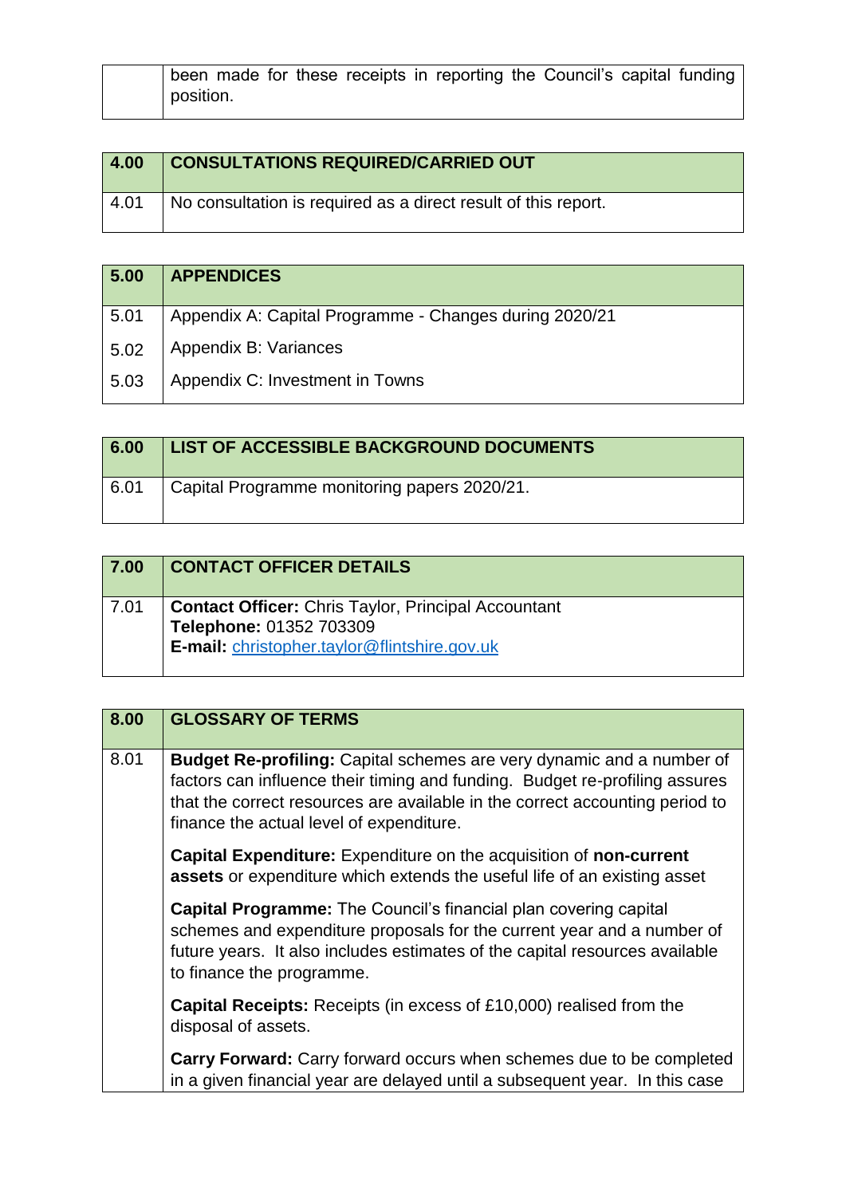|  | been made for these receipts in reporting the Council's capital funding position. |
|---|---|

| 4.00 | CONSULTATIONS REQUIRED/CARRIED OUT |
|---|---|
| 4.01 | No consultation is required as a direct result of this report. |

| 5.00 | APPENDICES |
|---|---|
| 5.01 | Appendix A: Capital Programme - Changes during 2020/21 |
| 5.02 | Appendix B: Variances |
| 5.03 | Appendix C: Investment in Towns |

| 6.00 | LIST OF ACCESSIBLE BACKGROUND DOCUMENTS |
|---|---|
| 6.01 | Capital Programme monitoring papers 2020/21. |

| 7.00 | CONTACT OFFICER DETAILS |
|---|---|
| 7.01 | **Contact Officer:** Chris Taylor, Principal Accountant<br>**Telephone:** 01352 703309<br>**E-mail:** christopher.taylor@flintshire.gov.uk |

| 8.00 | GLOSSARY OF TERMS |
|---|---|
| 8.01 | **Budget Re-profiling:** Capital schemes are very dynamic and a number of factors can influence their timing and funding. Budget re-profiling assures that the correct resources are available in the correct accounting period to finance the actual level of expenditure.<br><br>**Capital Expenditure:** Expenditure on the acquisition of **non-current assets** or expenditure which extends the useful life of an existing asset<br><br>**Capital Programme:** The Council's financial plan covering capital schemes and expenditure proposals for the current year and a number of future years. It also includes estimates of the capital resources available to finance the programme.<br><br>**Capital Receipts:** Receipts (in excess of £10,000) realised from the disposal of assets.<br><br>**Carry Forward:** Carry forward occurs when schemes due to be completed in a given financial year are delayed until a subsequent year. In this case |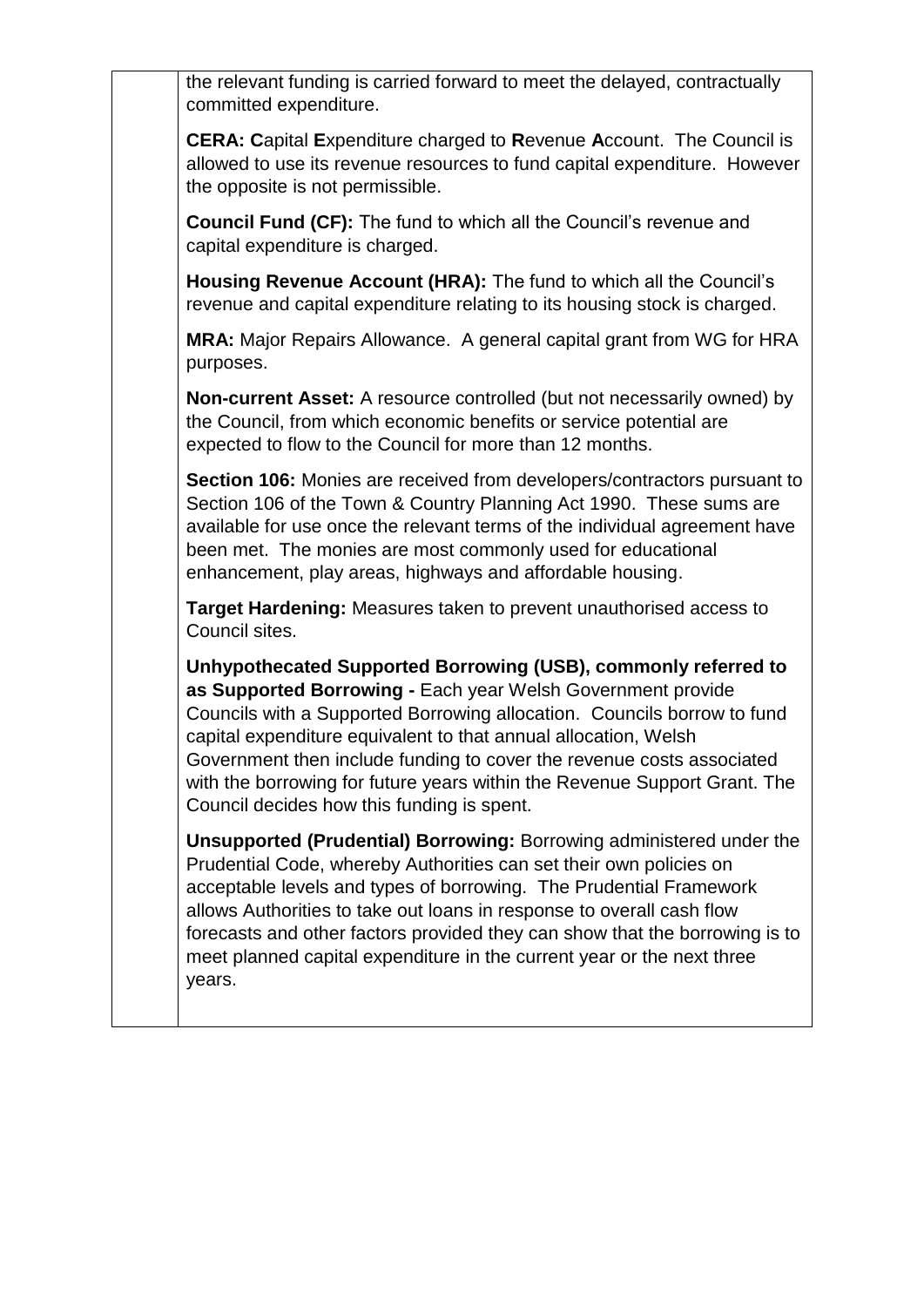the relevant funding is carried forward to meet the delayed, contractually committed expenditure.

**CERA: C**apital **E**xpenditure charged to **R**evenue **A**ccount. The Council is allowed to use its revenue resources to fund capital expenditure. However the opposite is not permissible.

**Council Fund (CF):** The fund to which all the Council's revenue and capital expenditure is charged.

**Housing Revenue Account (HRA):** The fund to which all the Council's revenue and capital expenditure relating to its housing stock is charged.

**MRA:** Major Repairs Allowance. A general capital grant from WG for HRA purposes.

**Non-current Asset:** A resource controlled (but not necessarily owned) by the Council, from which economic benefits or service potential are expected to flow to the Council for more than 12 months.

**Section 106:** Monies are received from developers/contractors pursuant to Section 106 of the Town & Country Planning Act 1990. These sums are available for use once the relevant terms of the individual agreement have been met. The monies are most commonly used for educational enhancement, play areas, highways and affordable housing.

**Target Hardening:** Measures taken to prevent unauthorised access to Council sites.

**Unhypothecated Supported Borrowing (USB), commonly referred to as Supported Borrowing -** Each year Welsh Government provide Councils with a Supported Borrowing allocation. Councils borrow to fund capital expenditure equivalent to that annual allocation, Welsh Government then include funding to cover the revenue costs associated with the borrowing for future years within the Revenue Support Grant. The Council decides how this funding is spent.

**Unsupported (Prudential) Borrowing:** Borrowing administered under the Prudential Code, whereby Authorities can set their own policies on acceptable levels and types of borrowing. The Prudential Framework allows Authorities to take out loans in response to overall cash flow forecasts and other factors provided they can show that the borrowing is to meet planned capital expenditure in the current year or the next three years.